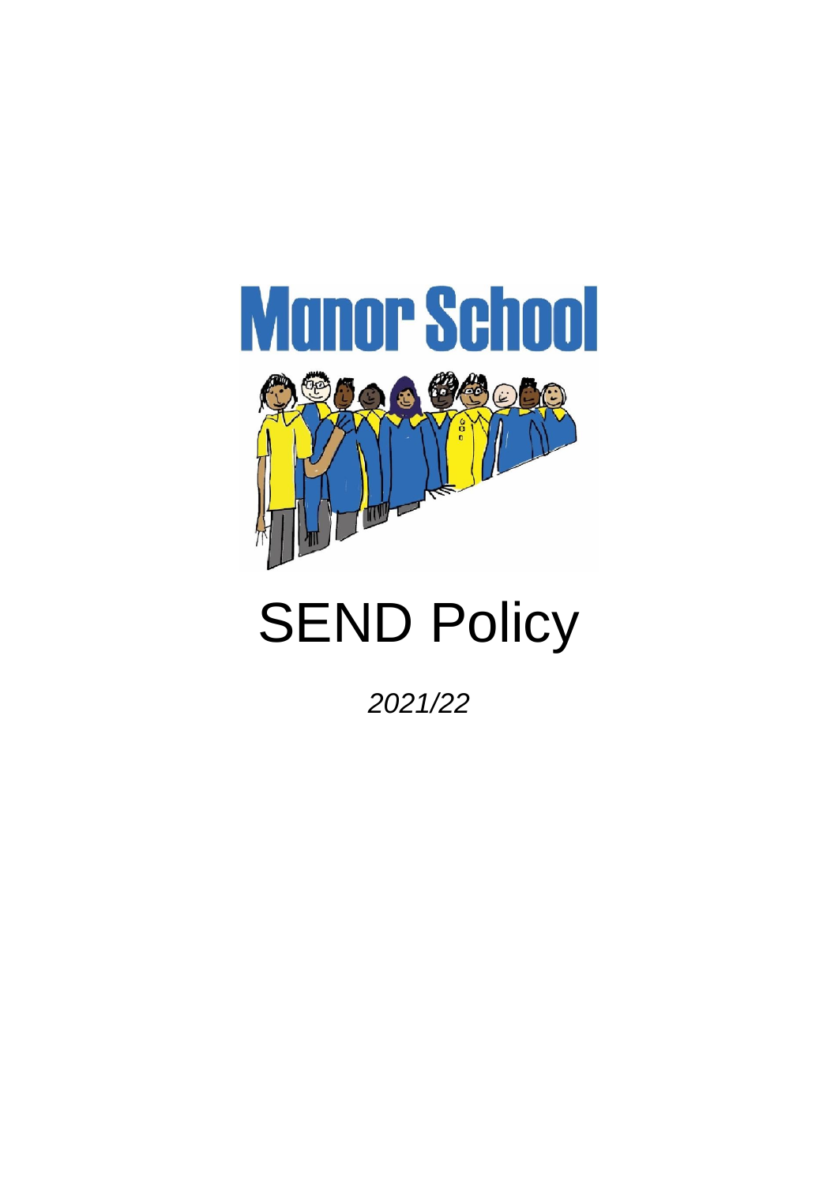# Manor School

# SEND Policy

*2021/22*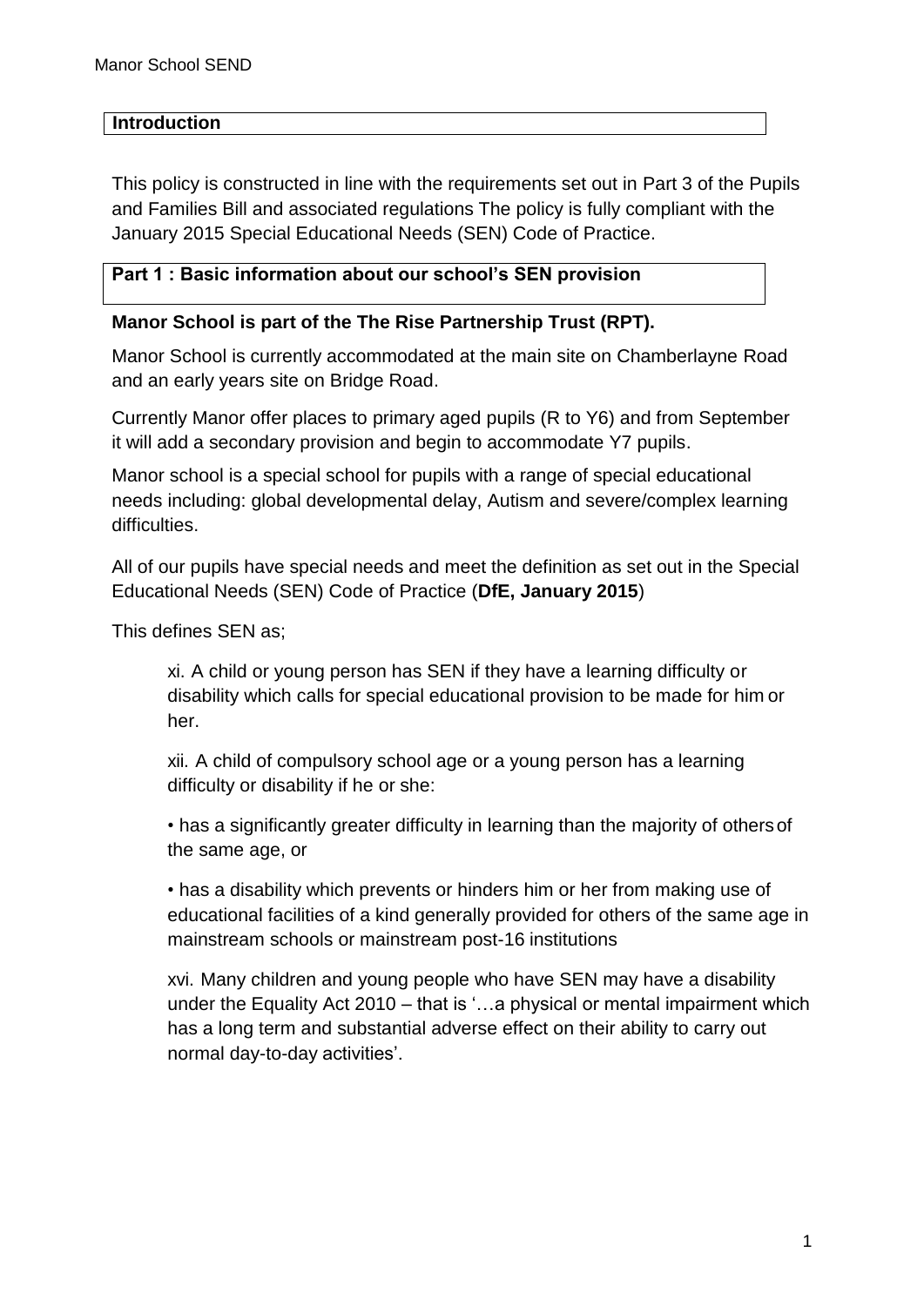## Introduction

This policy is constructed in line with the requirements set out in Part 3 of the Pupils and Families Bill and associated regulations The policy is fully compliant with the January 2015 Special Educational Needs (SEN) Code of Practice.

## Part 1 : Basic information about our school's SEN provision

**Manor School is part of the The Rise Partnership Trust (RPT).**

Manor School is currently accommodated at the main site on Chamberlayne Road and an early years site on Bridge Road.

Currently Manor offer places to primary aged pupils (R to Y6) and from September it will add a secondary provision and begin to accommodate Y7 pupils.

Manor school is a special school for pupils with a range of special educational needs including: global developmental delay, Autism and severe/complex learning difficulties.

All of our pupils have special needs and meet the definition as set out in the Special Educational Needs (SEN) Code of Practice (**DfE, January 2015**)

This defines SEN as;

> xi. A child or young person has SEN if they have a learning difficulty or disability which calls for special educational provision to be made for him or her.
>
> xii. A child of compulsory school age or a young person has a learning difficulty or disability if he or she:
>
> • has a significantly greater difficulty in learning than the majority of others of the same age, or
>
> • has a disability which prevents or hinders him or her from making use of educational facilities of a kind generally provided for others of the same age in mainstream schools or mainstream post-16 institutions
>
> xvi. Many children and young people who have SEN may have a disability under the Equality Act 2010 – that is '…a physical or mental impairment which has a long term and substantial adverse effect on their ability to carry out normal day-to-day activities'.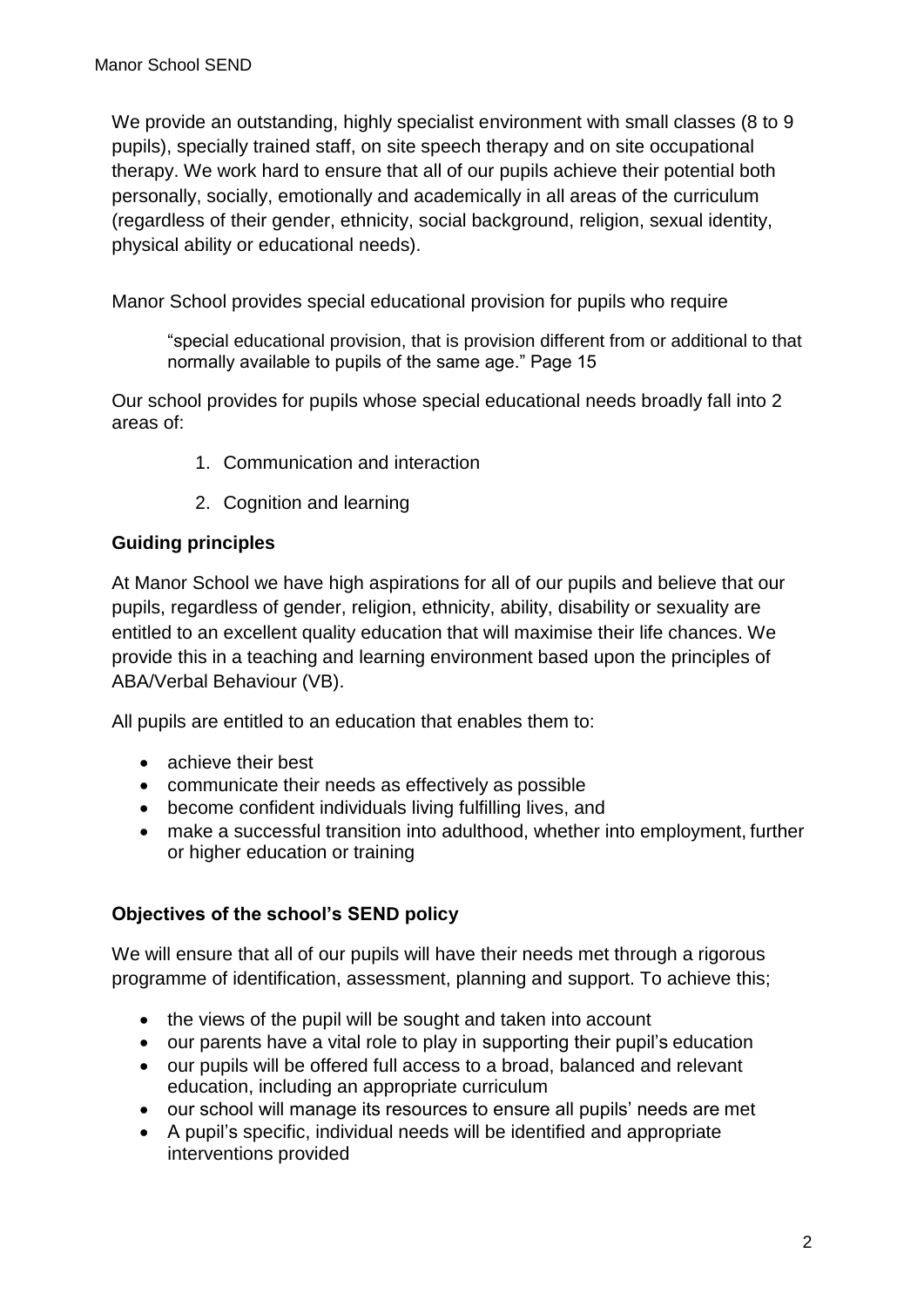We provide an outstanding, highly specialist environment with small classes (8 to 9 pupils), specially trained staff, on site speech therapy and on site occupational therapy. We work hard to ensure that all of our pupils achieve their potential both personally, socially, emotionally and academically in all areas of the curriculum (regardless of their gender, ethnicity, social background, religion, sexual identity, physical ability or educational needs).

Manor School provides special educational provision for pupils who require

> "special educational provision, that is provision different from or additional to that normally available to pupils of the same age." Page 15

Our school provides for pupils whose special educational needs broadly fall into 2 areas of:

1. Communication and interaction
2. Cognition and learning

### Guiding principles

At Manor School we have high aspirations for all of our pupils and believe that our pupils, regardless of gender, religion, ethnicity, ability, disability or sexuality are entitled to an excellent quality education that will maximise their life chances. We provide this in a teaching and learning environment based upon the principles of ABA/Verbal Behaviour (VB).

All pupils are entitled to an education that enables them to:

- achieve their best
- communicate their needs as effectively as possible
- become confident individuals living fulfilling lives, and
- make a successful transition into adulthood, whether into employment, further or higher education or training

### Objectives of the school's SEND policy

We will ensure that all of our pupils will have their needs met through a rigorous programme of identification, assessment, planning and support. To achieve this;

- the views of the pupil will be sought and taken into account
- our parents have a vital role to play in supporting their pupil's education
- our pupils will be offered full access to a broad, balanced and relevant education, including an appropriate curriculum
- our school will manage its resources to ensure all pupils' needs are met
- A pupil's specific, individual needs will be identified and appropriate interventions provided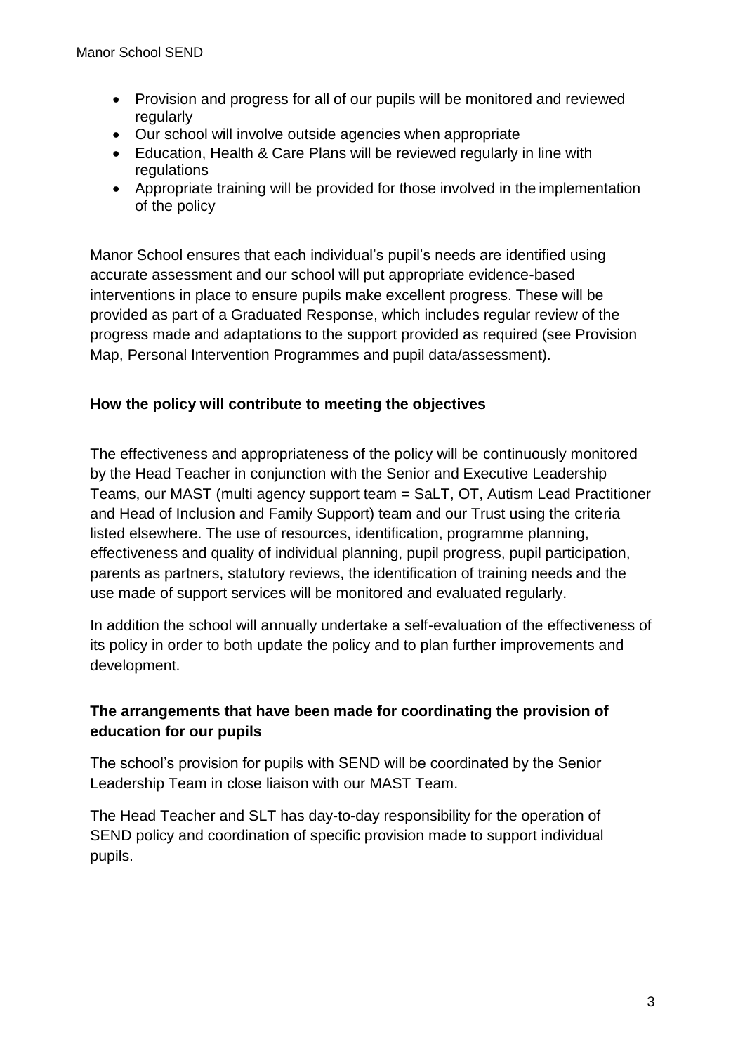- Provision and progress for all of our pupils will be monitored and reviewed regularly
- Our school will involve outside agencies when appropriate
- Education, Health & Care Plans will be reviewed regularly in line with regulations
- Appropriate training will be provided for those involved in the implementation of the policy

Manor School ensures that each individual's pupil's needs are identified using accurate assessment and our school will put appropriate evidence-based interventions in place to ensure pupils make excellent progress. These will be provided as part of a Graduated Response, which includes regular review of the progress made and adaptations to the support provided as required (see Provision Map, Personal Intervention Programmes and pupil data/assessment).

**How the policy will contribute to meeting the objectives**

The effectiveness and appropriateness of the policy will be continuously monitored by the Head Teacher in conjunction with the Senior and Executive Leadership Teams, our MAST (multi agency support team = SaLT, OT, Autism Lead Practitioner and Head of Inclusion and Family Support) team and our Trust using the criteria listed elsewhere. The use of resources, identification, programme planning, effectiveness and quality of individual planning, pupil progress, pupil participation, parents as partners, statutory reviews, the identification of training needs and the use made of support services will be monitored and evaluated regularly.

In addition the school will annually undertake a self-evaluation of the effectiveness of its policy in order to both update the policy and to plan further improvements and development.

**The arrangements that have been made for coordinating the provision of education for our pupils**

The school's provision for pupils with SEND will be coordinated by the Senior Leadership Team in close liaison with our MAST Team.

The Head Teacher and SLT has day-to-day responsibility for the operation of SEND policy and coordination of specific provision made to support individual pupils.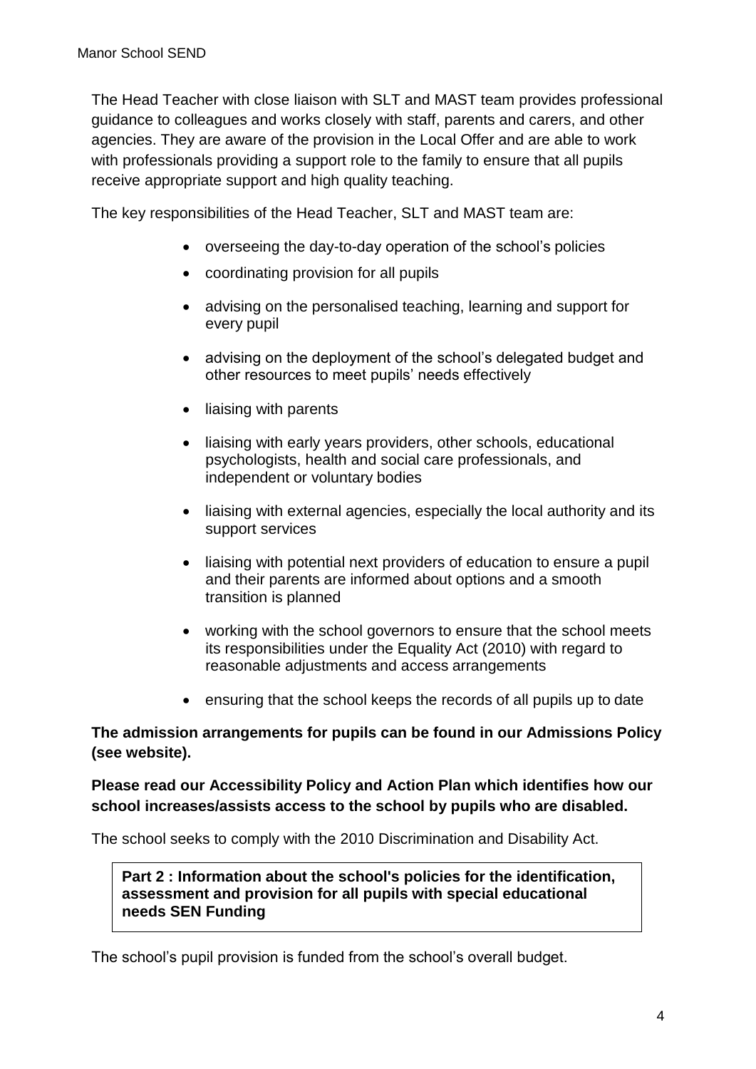The Head Teacher with close liaison with SLT and MAST team provides professional guidance to colleagues and works closely with staff, parents and carers, and other agencies. They are aware of the provision in the Local Offer and are able to work with professionals providing a support role to the family to ensure that all pupils receive appropriate support and high quality teaching.

The key responsibilities of the Head Teacher, SLT and MAST team are:

- overseeing the day-to-day operation of the school's policies
- coordinating provision for all pupils
- advising on the personalised teaching, learning and support for every pupil
- advising on the deployment of the school's delegated budget and other resources to meet pupils' needs effectively
- liaising with parents
- liaising with early years providers, other schools, educational psychologists, health and social care professionals, and independent or voluntary bodies
- liaising with external agencies, especially the local authority and its support services
- liaising with potential next providers of education to ensure a pupil and their parents are informed about options and a smooth transition is planned
- working with the school governors to ensure that the school meets its responsibilities under the Equality Act (2010) with regard to reasonable adjustments and access arrangements
- ensuring that the school keeps the records of all pupils up to date

**The admission arrangements for pupils can be found in our Admissions Policy (see website).**

**Please read our Accessibility Policy and Action Plan which identifies how our school increases/assists access to the school by pupils who are disabled.**

The school seeks to comply with the 2010 Discrimination and Disability Act.

**Part 2 : Information about the school's policies for the identification, assessment and provision for all pupils with special educational needs SEN Funding**

The school's pupil provision is funded from the school's overall budget.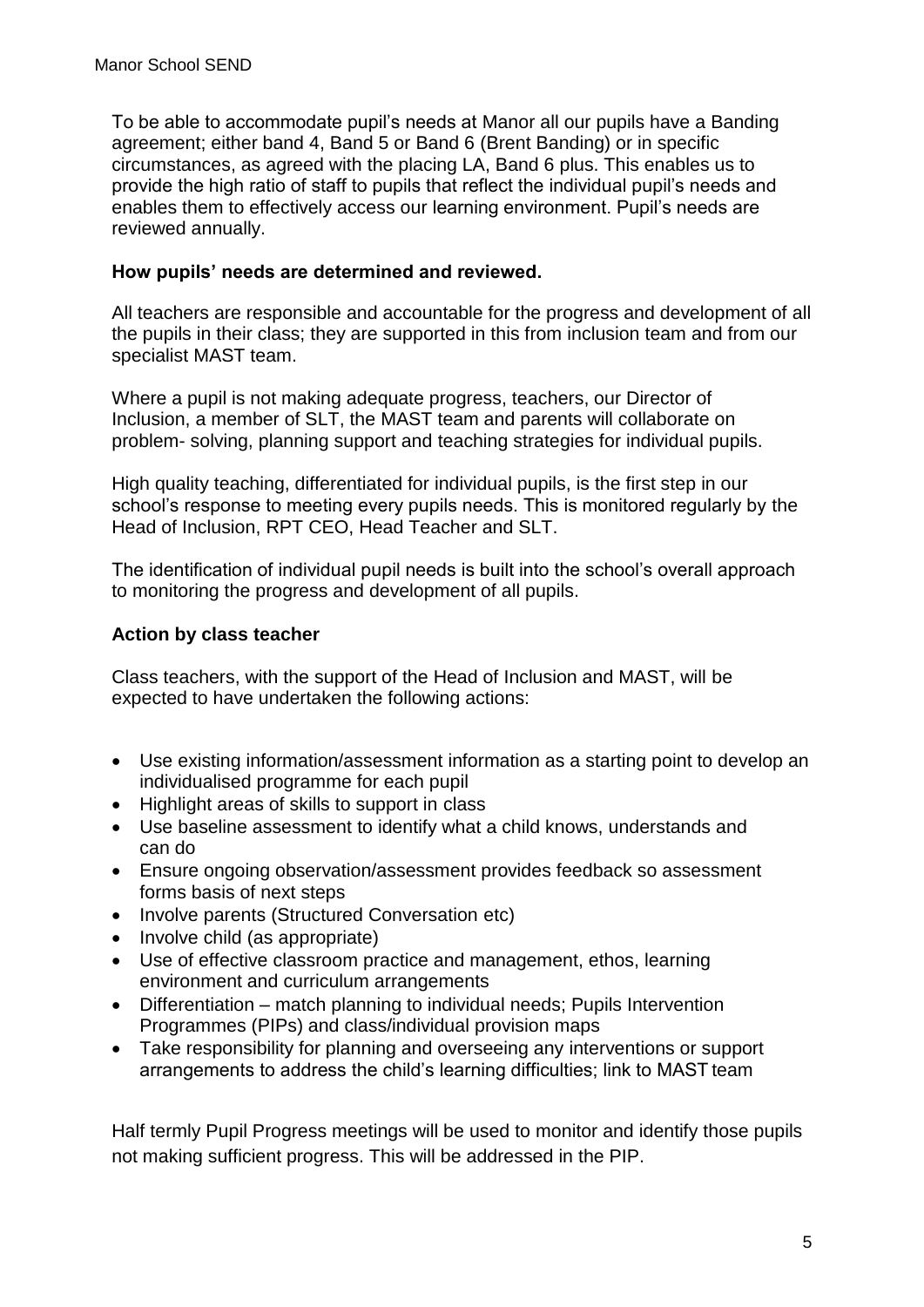To be able to accommodate pupil's needs at Manor all our pupils have a Banding agreement; either band 4, Band 5 or Band 6 (Brent Banding) or in specific circumstances, as agreed with the placing LA, Band 6 plus. This enables us to provide the high ratio of staff to pupils that reflect the individual pupil's needs and enables them to effectively access our learning environment. Pupil's needs are reviewed annually.

**How pupils' needs are determined and reviewed.**

All teachers are responsible and accountable for the progress and development of all the pupils in their class; they are supported in this from inclusion team and from our specialist MAST team.

Where a pupil is not making adequate progress, teachers, our Director of Inclusion, a member of SLT, the MAST team and parents will collaborate on problem- solving, planning support and teaching strategies for individual pupils.

High quality teaching, differentiated for individual pupils, is the first step in our school's response to meeting every pupils needs. This is monitored regularly by the Head of Inclusion, RPT CEO, Head Teacher and SLT.

The identification of individual pupil needs is built into the school's overall approach to monitoring the progress and development of all pupils.

**Action by class teacher**

Class teachers, with the support of the Head of Inclusion and MAST, will be expected to have undertaken the following actions:

- Use existing information/assessment information as a starting point to develop an individualised programme for each pupil
- Highlight areas of skills to support in class
- Use baseline assessment to identify what a child knows, understands and can do
- Ensure ongoing observation/assessment provides feedback so assessment forms basis of next steps
- Involve parents (Structured Conversation etc)
- Involve child (as appropriate)
- Use of effective classroom practice and management, ethos, learning environment and curriculum arrangements
- Differentiation – match planning to individual needs; Pupils Intervention Programmes (PIPs) and class/individual provision maps
- Take responsibility for planning and overseeing any interventions or support arrangements to address the child's learning difficulties; link to MAST team

Half termly Pupil Progress meetings will be used to monitor and identify those pupils not making sufficient progress. This will be addressed in the PIP.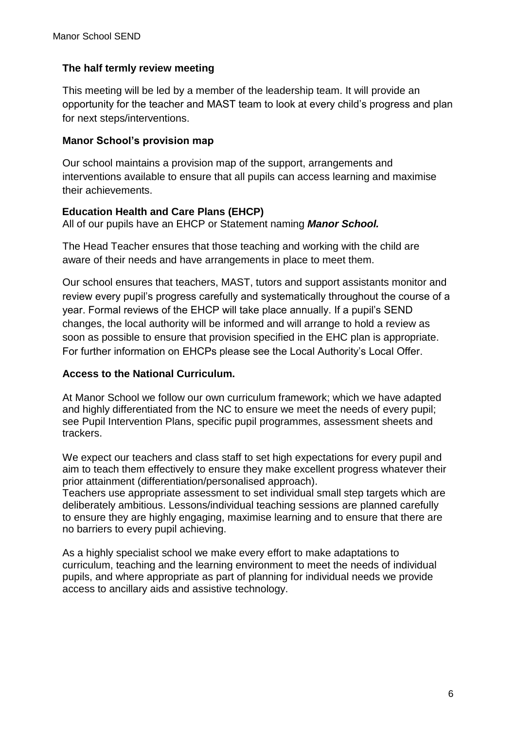### The half termly review meeting

This meeting will be led by a member of the leadership team. It will provide an opportunity for the teacher and MAST team to look at every child's progress and plan for next steps/interventions.

### Manor School's provision map

Our school maintains a provision map of the support, arrangements and interventions available to ensure that all pupils can access learning and maximise their achievements.

### Education Health and Care Plans (EHCP)

All of our pupils have an EHCP or Statement naming ***Manor School.***

The Head Teacher ensures that those teaching and working with the child are aware of their needs and have arrangements in place to meet them.

Our school ensures that teachers, MAST, tutors and support assistants monitor and review every pupil's progress carefully and systematically throughout the course of a year. Formal reviews of the EHCP will take place annually. If a pupil's SEND changes, the local authority will be informed and will arrange to hold a review as soon as possible to ensure that provision specified in the EHC plan is appropriate. For further information on EHCPs please see the Local Authority's Local Offer.

### Access to the National Curriculum.

At Manor School we follow our own curriculum framework; which we have adapted and highly differentiated from the NC to ensure we meet the needs of every pupil; see Pupil Intervention Plans, specific pupil programmes, assessment sheets and trackers.

We expect our teachers and class staff to set high expectations for every pupil and aim to teach them effectively to ensure they make excellent progress whatever their prior attainment (differentiation/personalised approach).
Teachers use appropriate assessment to set individual small step targets which are deliberately ambitious. Lessons/individual teaching sessions are planned carefully to ensure they are highly engaging, maximise learning and to ensure that there are no barriers to every pupil achieving.

As a highly specialist school we make every effort to make adaptations to curriculum, teaching and the learning environment to meet the needs of individual pupils, and where appropriate as part of planning for individual needs we provide access to ancillary aids and assistive technology.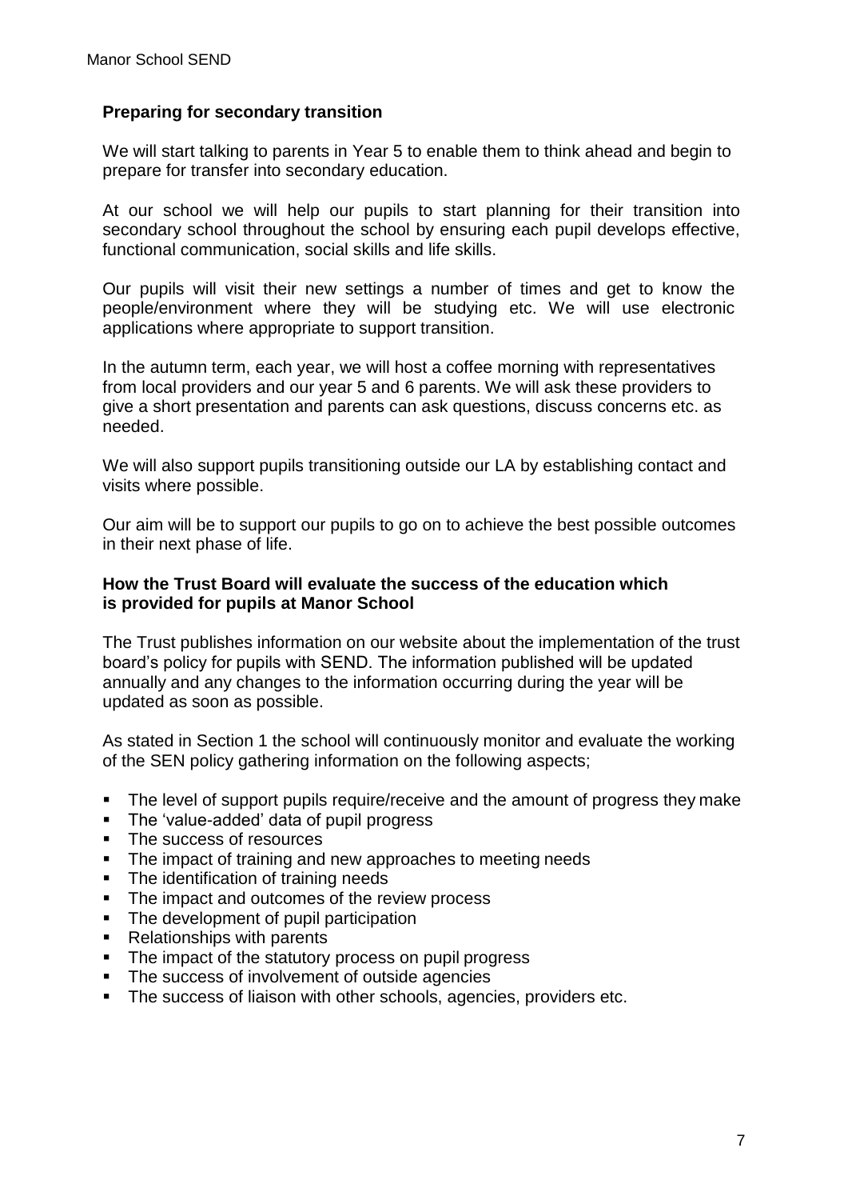## Preparing for secondary transition

We will start talking to parents in Year 5 to enable them to think ahead and begin to prepare for transfer into secondary education.

At our school we will help our pupils to start planning for their transition into secondary school throughout the school by ensuring each pupil develops effective, functional communication, social skills and life skills.

Our pupils will visit their new settings a number of times and get to know the people/environment where they will be studying etc. We will use electronic applications where appropriate to support transition.

In the autumn term, each year, we will host a coffee morning with representatives from local providers and our year 5 and 6 parents. We will ask these providers to give a short presentation and parents can ask questions, discuss concerns etc. as needed.

We will also support pupils transitioning outside our LA by establishing contact and visits where possible.

Our aim will be to support our pupils to go on to achieve the best possible outcomes in their next phase of life.

## How the Trust Board will evaluate the success of the education which is provided for pupils at Manor School

The Trust publishes information on our website about the implementation of the trust board's policy for pupils with SEND. The information published will be updated annually and any changes to the information occurring during the year will be updated as soon as possible.

As stated in Section 1 the school will continuously monitor and evaluate the working of the SEN policy gathering information on the following aspects;

- The level of support pupils require/receive and the amount of progress they make
- The 'value-added' data of pupil progress
- The success of resources
- The impact of training and new approaches to meeting needs
- The identification of training needs
- The impact and outcomes of the review process
- The development of pupil participation
- Relationships with parents
- The impact of the statutory process on pupil progress
- The success of involvement of outside agencies
- The success of liaison with other schools, agencies, providers etc.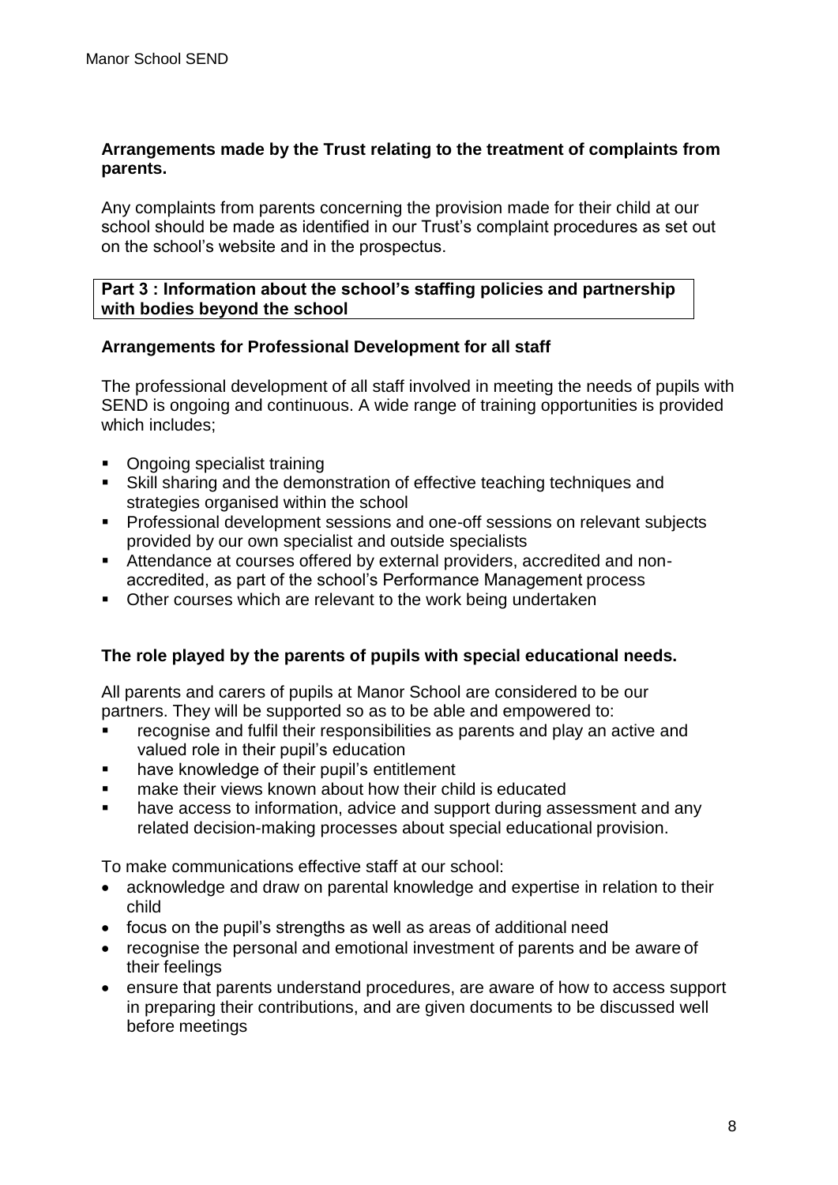**Arrangements made by the Trust relating to the treatment of complaints from parents.**

Any complaints from parents concerning the provision made for their child at our school should be made as identified in our Trust's complaint procedures as set out on the school's website and in the prospectus.

**Part 3 : Information about the school's staffing policies and partnership with bodies beyond the school**

**Arrangements for Professional Development for all staff**

The professional development of all staff involved in meeting the needs of pupils with SEND is ongoing and continuous. A wide range of training opportunities is provided which includes;

- Ongoing specialist training
- Skill sharing and the demonstration of effective teaching techniques and strategies organised within the school
- Professional development sessions and one-off sessions on relevant subjects provided by our own specialist and outside specialists
- Attendance at courses offered by external providers, accredited and non-accredited, as part of the school's Performance Management process
- Other courses which are relevant to the work being undertaken

**The role played by the parents of pupils with special educational needs.**

All parents and carers of pupils at Manor School are considered to be our partners. They will be supported so as to be able and empowered to:

- recognise and fulfil their responsibilities as parents and play an active and valued role in their pupil's education
- have knowledge of their pupil's entitlement
- make their views known about how their child is educated
- have access to information, advice and support during assessment and any related decision-making processes about special educational provision.

To make communications effective staff at our school:

- acknowledge and draw on parental knowledge and expertise in relation to their child
- focus on the pupil's strengths as well as areas of additional need
- recognise the personal and emotional investment of parents and be aware of their feelings
- ensure that parents understand procedures, are aware of how to access support in preparing their contributions, and are given documents to be discussed well before meetings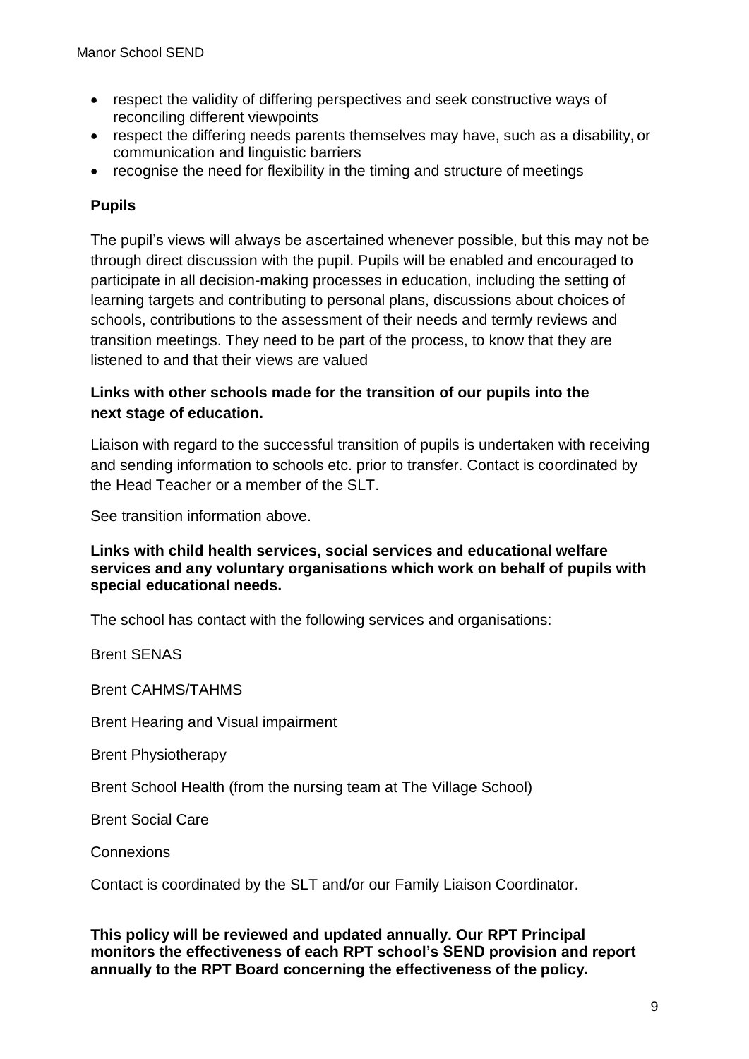- respect the validity of differing perspectives and seek constructive ways of reconciling different viewpoints
- respect the differing needs parents themselves may have, such as a disability, or communication and linguistic barriers
- recognise the need for flexibility in the timing and structure of meetings

**Pupils**

The pupil's views will always be ascertained whenever possible, but this may not be through direct discussion with the pupil. Pupils will be enabled and encouraged to participate in all decision-making processes in education, including the setting of learning targets and contributing to personal plans, discussions about choices of schools, contributions to the assessment of their needs and termly reviews and transition meetings. They need to be part of the process, to know that they are listened to and that their views are valued

**Links with other schools made for the transition of our pupils into the next stage of education.**

Liaison with regard to the successful transition of pupils is undertaken with receiving and sending information to schools etc. prior to transfer. Contact is coordinated by the Head Teacher or a member of the SLT.

See transition information above.

**Links with child health services, social services and educational welfare services and any voluntary organisations which work on behalf of pupils with special educational needs.**

The school has contact with the following services and organisations:

Brent SENAS

Brent CAHMS/TAHMS

Brent Hearing and Visual impairment

Brent Physiotherapy

Brent School Health (from the nursing team at The Village School)

Brent Social Care

Connexions

Contact is coordinated by the SLT and/or our Family Liaison Coordinator.

**This policy will be reviewed and updated annually. Our RPT Principal monitors the effectiveness of each RPT school's SEND provision and report annually to the RPT Board concerning the effectiveness of the policy.**